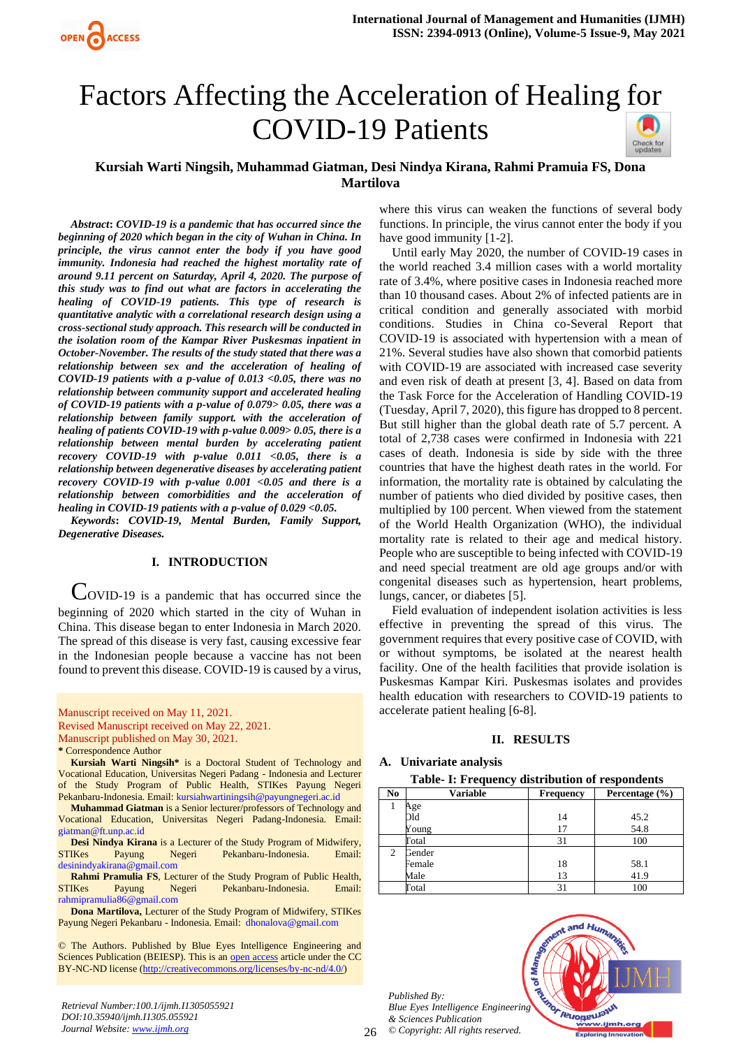# Factors Affecting the Acceleration of Healing for COVID-19 Patients

**Kursiah Warti Ningsih, Muhammad Giatman, Desi Nindya Kirana, Rahmi Pramuia FS, Dona Martilova**

***Abstract*: *COVID-19 is a pandemic that has occurred since the beginning of 2020 which began in the city of Wuhan in China. In principle, the virus cannot enter the body if you have good immunity. Indonesia had reached the highest mortality rate of around 9.11 percent on Saturday, April 4, 2020. The purpose of this study was to find out what are factors in accelerating the healing of COVID-19 patients. This type of research is quantitative analytic with a correlational research design using a cross-sectional study approach. This research will be conducted in the isolation room of the Kampar River Puskesmas inpatient in October-November. The results of the study stated that there was a relationship between sex and the acceleration of healing of COVID-19 patients with a p-value of 0.013 <0.05, there was no relationship between community support and accelerated healing of COVID-19 patients with a p-value 0.079> 0.05, there was a relationship between family support. with the acceleration of healing of patients COVID-19 with p-value 0.009> 0.05, there is a relationship between mental burden by accelerating patient recovery COVID-19 with p-value 0.011 <0.05, there is a relationship between degenerative diseases by accelerating patient recovery COVID-19 with p-value 0.001 <0.05 and there is a relationship between comorbidities and the acceleration of healing in COVID-19 patients with a p-value of 0.029 <0.05.***

***Keywords*: *COVID-19, Mental Burden, Family Support, Degenerative Diseases.***

## I. INTRODUCTION

COVID-19 is a pandemic that has occurred since the beginning of 2020 which started in the city of Wuhan in China. This disease began to enter Indonesia in March 2020. The spread of this disease is very fast, causing excessive fear in the Indonesian people because a vaccine has not been found to prevent this disease. COVID-19 is caused by a virus, where this virus can weaken the functions of several body functions. In principle, the virus cannot enter the body if you have good immunity [1-2].

Until early May 2020, the number of COVID-19 cases in the world reached 3.4 million cases with a world mortality rate of 3.4%, where positive cases in Indonesia reached more than 10 thousand cases. About 2% of infected patients are in critical condition and generally associated with morbid conditions. Studies in China co-Several Report that COVID-19 is associated with hypertension with a mean of 21%. Several studies have also shown that comorbid patients with COVID-19 are associated with increased case severity and even risk of death at present [3, 4]. Based on data from the Task Force for the Acceleration of Handling COVID-19 (Tuesday, April 7, 2020), this figure has dropped to 8 percent. But still higher than the global death rate of 5.7 percent. A total of 2,738 cases were confirmed in Indonesia with 221 cases of death. Indonesia is side by side with the three countries that have the highest death rates in the world. For information, the mortality rate is obtained by calculating the number of patients who died divided by positive cases, then multiplied by 100 percent. When viewed from the statement of the World Health Organization (WHO), the individual mortality rate is related to their age and medical history. People who are susceptible to being infected with COVID-19 and need special treatment are old age groups and/or with congenital diseases such as hypertension, heart problems, lungs, cancer, or diabetes [5].

Field evaluation of independent isolation activities is less effective in preventing the spread of this virus. The government requires that every positive case of COVID, with or without symptoms, be isolated at the nearest health facility. One of the health facilities that provide isolation is Puskesmas Kampar Kiri. Puskesmas isolates and provides health education with researchers to COVID-19 patients to accelerate patient healing [6-8].

## II. RESULTS

### A. Univariate analysis

**Table- I: Frequency distribution of respondents**

| No | Variable | Frequency | Percentage (%) |
|---|---|---|---|
| 1 | Age | | |
| | Old | 14 | 45.2 |
| | Young | 17 | 54.8 |
| | Total | 31 | 100 |
| 2 | Gender | | |
| | Female | 18 | 58.1 |
| | Male | 13 | 41.9 |
| | Total | 31 | 100 |

Manuscript received on May 11, 2021.
Revised Manuscript received on May 22, 2021.
Manuscript published on May 30, 2021.
\* Correspondence Author

**Kursiah Warti Ningsih\*** is a Doctoral Student of Technology and Vocational Education, Universitas Negeri Padang - Indonesia and Lecturer of the Study Program of Public Health, STIKes Payung Negeri Pekanbaru-Indonesia. Email: kursiahwartiningsih@payungnegeri.ac.id

**Muhammad Giatman** is a Senior lecturer/professors of Technology and Vocational Education, Universitas Negeri Padang-Indonesia. Email: giatman@ft.unp.ac.id

**Desi Nindya Kirana** is a Lecturer of the Study Program of Midwifery, STIKes Payung Negeri Pekanbaru-Indonesia. Email: desinindyakirana@gmail.com

**Rahmi Pramulia FS**, Lecturer of the Study Program of Public Health, STIKes Payung Negeri Pekanbaru-Indonesia. Email: rahmipramulia86@gmail.com

**Dona Martilova,** Lecturer of the Study Program of Midwifery, STIKes Payung Negeri Pekanbaru - Indonesia. Email: dhonalova@gmail.com

© The Authors. Published by Blue Eyes Intelligence Engineering and Sciences Publication (BEIESP). This is an open access article under the CC BY-NC-ND license (http://creativecommons.org/licenses/by-nc-nd/4.0/)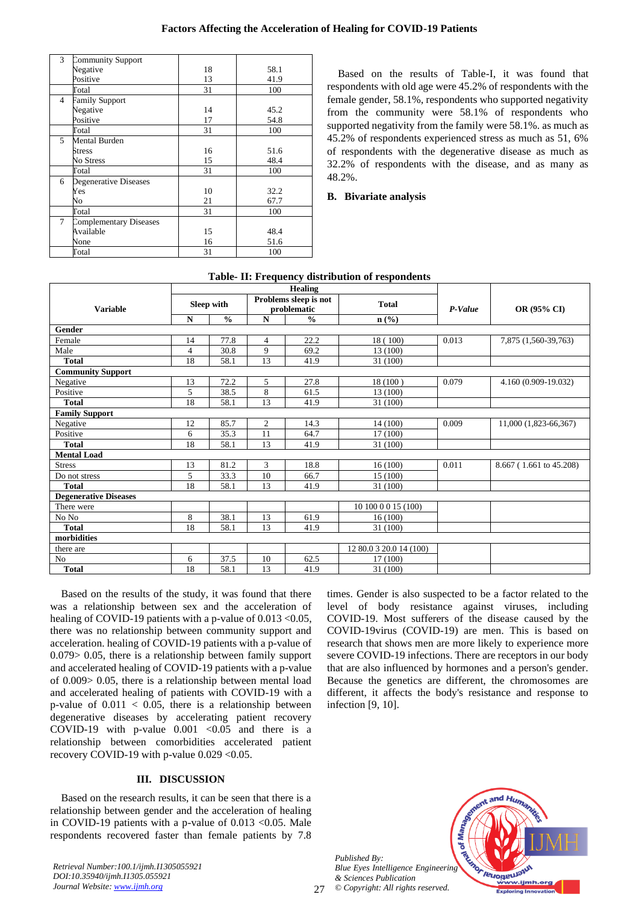| | | | |
|---|---|---|---|
| 3 | Community Support<br>Negative<br>Positive | <br>18<br>13 | <br>58.1<br>41.9 |
| | Total | 31 | 100 |
| 4 | Family Support<br>Negative<br>Positive | <br>14<br>17 | <br>45.2<br>54.8 |
| | Total | 31 | 100 |
| 5 | Mental Burden<br>Stress<br>No Stress | <br>16<br>15 | <br>51.6<br>48.4 |
| | Total | 31 | 100 |
| 6 | Degenerative Diseases<br>Yes<br>No | <br>10<br>21 | <br>32.2<br>67.7 |
| | Total | 31 | 100 |
| 7 | Complementary Diseases<br>Available<br>None | <br>15<br>16 | <br>48.4<br>51.6 |
| | Total | 31 | 100 |

Based on the results of Table-I, it was found that respondents with old age were 45.2% of respondents with the female gender, 58.1%, respondents who supported negativity from the community were 58.1% of respondents who supported negativity from the family were 58.1%. as much as 45.2% of respondents experienced stress as much as 51, 6% of respondents with the degenerative disease as much as 32.2% of respondents with the disease, and as many as 48.2%.

### B. Bivariate analysis

**Table- II: Frequency distribution of respondents**

| Variable | Healing | | | | | *P-Value* | OR (95% CI) |
|---|---|---|---|---|---|---|---|
| | Sleep with | | Problems sleep is not problematic | | Total | | |
| | N | % | N | % | n (%) | | |
| **Gender** | | | | | | | |
| Female | 14 | 77.8 | 4 | 22.2 | 18 ( 100) | 0.013 | 7,875 (1,560-39,763) |
| Male | 4 | 30.8 | 9 | 69.2 | 13 (100) | | |
| **Total** | 18 | 58.1 | 13 | 41.9 | 31 (100) | | |
| **Community Support** | | | | | | | |
| Negative | 13 | 72.2 | 5 | 27.8 | 18 (100 ) | 0.079 | 4.160 (0.909-19.032) |
| Positive | 5 | 38.5 | 8 | 61.5 | 13 (100) | | |
| **Total** | 18 | 58.1 | 13 | 41.9 | 31 (100) | | |
| **Family Support** | | | | | | | |
| Negative | 12 | 85.7 | 2 | 14.3 | 14 (100) | 0.009 | 11,000 (1,823-66,367) |
| Positive | 6 | 35.3 | 11 | 64.7 | 17 (100) | | |
| **Total** | 18 | 58.1 | 13 | 41.9 | 31 (100) | | |
| **Mental Load** | | | | | | | |
| Stress | 13 | 81.2 | 3 | 18.8 | 16 (100) | 0.011 | 8.667 ( 1.661 to 45.208) |
| Do not stress | 5 | 33.3 | 10 | 66.7 | 15 (100) | | |
| **Total** | 18 | 58.1 | 13 | 41.9 | 31 (100) | | |
| **Degenerative Diseases** | | | | | | | |
| There were | | | | | 10 100 0 0 15 (100) | | |
| No No | 8 | 38.1 | 13 | 61.9 | 16 (100) | | |
| **Total** | 18 | 58.1 | 13 | 41.9 | 31 (100) | | |
| **morbidities** | | | | | | | |
| there are | | | | | 12 80.0 3 20.0 14 (100) | | |
| No | 6 | 37.5 | 10 | 62.5 | 17 (100) | | |
| **Total** | 18 | 58.1 | 13 | 41.9 | 31 (100) | | |

Based on the results of the study, it was found that there was a relationship between sex and the acceleration of healing of COVID-19 patients with a p-value of 0.013 <0.05, there was no relationship between community support and acceleration. healing of COVID-19 patients with a p-value of 0.079> 0.05, there is a relationship between family support and accelerated healing of COVID-19 patients with a p-value of 0.009> 0.05, there is a relationship between mental load and accelerated healing of patients with COVID-19 with a p-value of 0.011 < 0.05, there is a relationship between degenerative diseases by accelerating patient recovery COVID-19 with p-value 0.001 <0.05 and there is a relationship between comorbidities accelerated patient recovery COVID-19 with p-value 0.029 <0.05.

## III. DISCUSSION

Based on the research results, it can be seen that there is a relationship between gender and the acceleration of healing in COVID-19 patients with a p-value of 0.013 <0.05. Male respondents recovered faster than female patients by 7.8 times. Gender is also suspected to be a factor related to the level of body resistance against viruses, including COVID-19. Most sufferers of the disease caused by the COVID-19virus (COVID-19) are men. This is based on research that shows men are more likely to experience more severe COVID-19 infections. There are receptors in our body that are also influenced by hormones and a person's gender. Because the genetics are different, the chromosomes are different, it affects the body's resistance and response to infection [9, 10].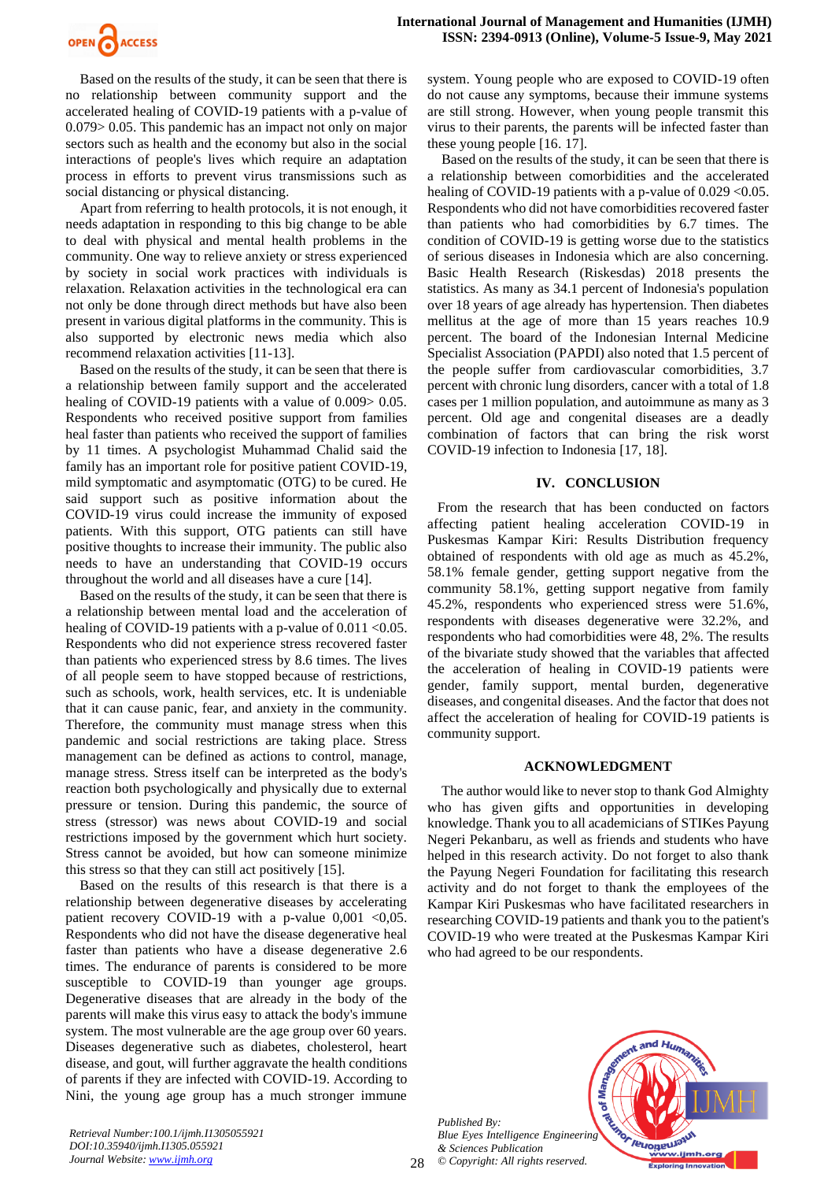Based on the results of the study, it can be seen that there is no relationship between community support and the accelerated healing of COVID-19 patients with a p-value of 0.079> 0.05. This pandemic has an impact not only on major sectors such as health and the economy but also in the social interactions of people's lives which require an adaptation process in efforts to prevent virus transmissions such as social distancing or physical distancing.

Apart from referring to health protocols, it is not enough, it needs adaptation in responding to this big change to be able to deal with physical and mental health problems in the community. One way to relieve anxiety or stress experienced by society in social work practices with individuals is relaxation. Relaxation activities in the technological era can not only be done through direct methods but have also been present in various digital platforms in the community. This is also supported by electronic news media which also recommend relaxation activities [11-13].

Based on the results of the study, it can be seen that there is a relationship between family support and the accelerated healing of COVID-19 patients with a value of 0.009> 0.05. Respondents who received positive support from families heal faster than patients who received the support of families by 11 times. A psychologist Muhammad Chalid said the family has an important role for positive patient COVID-19, mild symptomatic and asymptomatic (OTG) to be cured. He said support such as positive information about the COVID-19 virus could increase the immunity of exposed patients. With this support, OTG patients can still have positive thoughts to increase their immunity. The public also needs to have an understanding that COVID-19 occurs throughout the world and all diseases have a cure [14].

Based on the results of the study, it can be seen that there is a relationship between mental load and the acceleration of healing of COVID-19 patients with a p-value of 0.011 <0.05. Respondents who did not experience stress recovered faster than patients who experienced stress by 8.6 times. The lives of all people seem to have stopped because of restrictions, such as schools, work, health services, etc. It is undeniable that it can cause panic, fear, and anxiety in the community. Therefore, the community must manage stress when this pandemic and social restrictions are taking place. Stress management can be defined as actions to control, manage, manage stress. Stress itself can be interpreted as the body's reaction both psychologically and physically due to external pressure or tension. During this pandemic, the source of stress (stressor) was news about COVID-19 and social restrictions imposed by the government which hurt society. Stress cannot be avoided, but how can someone minimize this stress so that they can still act positively [15].

Based on the results of this research is that there is a relationship between degenerative diseases by accelerating patient recovery COVID-19 with a p-value 0,001 <0,05. Respondents who did not have the disease degenerative heal faster than patients who have a disease degenerative 2.6 times. The endurance of parents is considered to be more susceptible to COVID-19 than younger age groups. Degenerative diseases that are already in the body of the parents will make this virus easy to attack the body's immune system. The most vulnerable are the age group over 60 years. Diseases degenerative such as diabetes, cholesterol, heart disease, and gout, will further aggravate the health conditions of parents if they are infected with COVID-19. According to Nini, the young age group has a much stronger immune system. Young people who are exposed to COVID-19 often do not cause any symptoms, because their immune systems are still strong. However, when young people transmit this virus to their parents, the parents will be infected faster than these young people [16. 17].

Based on the results of the study, it can be seen that there is a relationship between comorbidities and the accelerated healing of COVID-19 patients with a p-value of 0.029 <0.05. Respondents who did not have comorbidities recovered faster than patients who had comorbidities by 6.7 times. The condition of COVID-19 is getting worse due to the statistics of serious diseases in Indonesia which are also concerning. Basic Health Research (Riskesdas) 2018 presents the statistics. As many as 34.1 percent of Indonesia's population over 18 years of age already has hypertension. Then diabetes mellitus at the age of more than 15 years reaches 10.9 percent. The board of the Indonesian Internal Medicine Specialist Association (PAPDI) also noted that 1.5 percent of the people suffer from cardiovascular comorbidities, 3.7 percent with chronic lung disorders, cancer with a total of 1.8 cases per 1 million population, and autoimmune as many as 3 percent. Old age and congenital diseases are a deadly combination of factors that can bring the risk worst COVID-19 infection to Indonesia [17, 18].

## IV. CONCLUSION

From the research that has been conducted on factors affecting patient healing acceleration COVID-19 in Puskesmas Kampar Kiri: Results Distribution frequency obtained of respondents with old age as much as 45.2%, 58.1% female gender, getting support negative from the community 58.1%, getting support negative from family 45.2%, respondents who experienced stress were 51.6%, respondents with diseases degenerative were 32.2%, and respondents who had comorbidities were 48, 2%. The results of the bivariate study showed that the variables that affected the acceleration of healing in COVID-19 patients were gender, family support, mental burden, degenerative diseases, and congenital diseases. And the factor that does not affect the acceleration of healing for COVID-19 patients is community support.

## ACKNOWLEDGMENT

The author would like to never stop to thank God Almighty who has given gifts and opportunities in developing knowledge. Thank you to all academicians of STIKes Payung Negeri Pekanbaru, as well as friends and students who have helped in this research activity. Do not forget to also thank the Payung Negeri Foundation for facilitating this research activity and do not forget to thank the employees of the Kampar Kiri Puskesmas who have facilitated researchers in researching COVID-19 patients and thank you to the patient's COVID-19 who were treated at the Puskesmas Kampar Kiri who had agreed to be our respondents.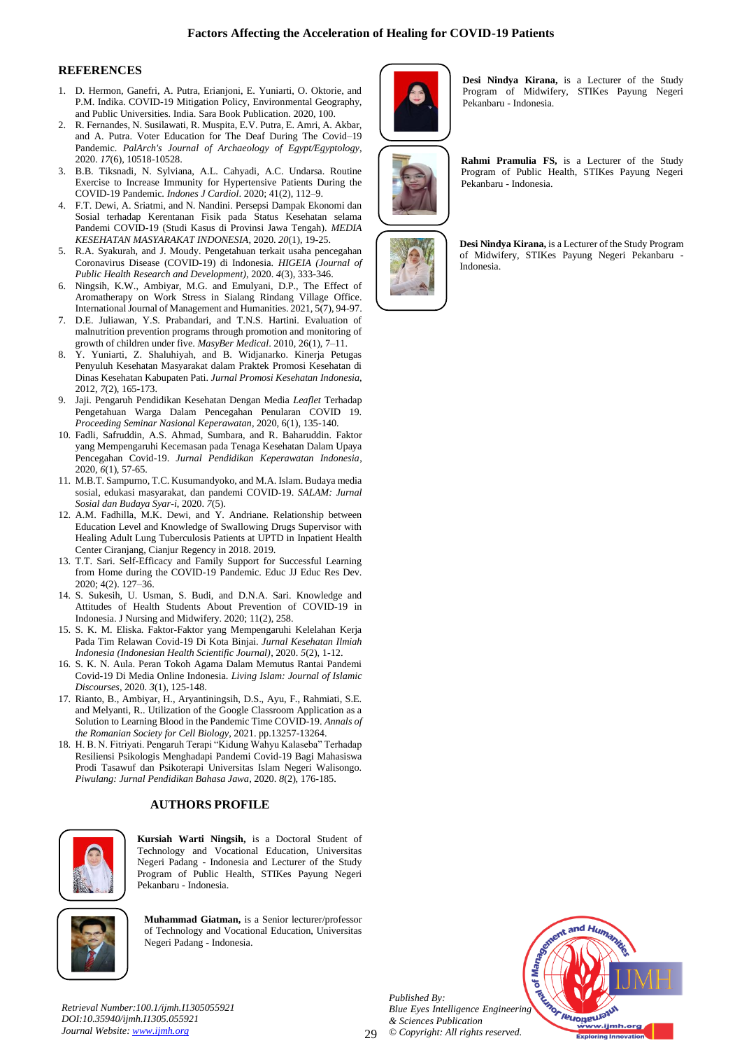## REFERENCES

1. D. Hermon, Ganefri, A. Putra, Erianjoni, E. Yuniarti, O. Oktorie, and P.M. Indika. COVID-19 Mitigation Policy, Environmental Geography, and Public Universities. India. Sara Book Publication. 2020, 100.
2. R. Fernandes, N. Susilawati, R. Muspita, E.V. Putra, E. Amri, A. Akbar, and A. Putra. Voter Education for The Deaf During The Covid–19 Pandemic. *PalArch's Journal of Archaeology of Egypt/Egyptology*, 2020. *17*(6), 10518-10528.
3. B.B. Tiksnadi, N. Sylviana, A.L. Cahyadi, A.C. Undarsa. Routine Exercise to Increase Immunity for Hypertensive Patients During the COVID-19 Pandemic. *Indones J Cardiol*. 2020; 41(2), 112–9.
4. F.T. Dewi, A. Sriatmi, and N. Nandini. Persepsi Dampak Ekonomi dan Sosial terhadap Kerentanan Fisik pada Status Kesehatan selama Pandemi COVID-19 (Studi Kasus di Provinsi Jawa Tengah). *MEDIA KESEHATAN MASYARAKAT INDONESIA*, 2020. *20*(1), 19-25.
5. R.A. Syakurah, and J. Moudy. Pengetahuan terkait usaha pencegahan Coronavirus Disease (COVID-19) di Indonesia. *HIGEIA (Journal of Public Health Research and Development)*, 2020. *4*(3), 333-346.
6. Ningsih, K.W., Ambiyar, M.G. and Emulyani, D.P., The Effect of Aromatherapy on Work Stress in Sialang Rindang Village Office. International Journal of Management and Humanities. 2021, 5(7), 94-97.
7. D.E. Juliawan, Y.S. Prabandari, and T.N.S. Hartini. Evaluation of malnutrition prevention programs through promotion and monitoring of growth of children under five. *MasyBer Medical*. 2010, 26(1), 7–11.
8. Y. Yuniarti, Z. Shaluhiyah, and B. Widjanarko. Kinerja Petugas Penyuluh Kesehatan Masyarakat dalam Praktek Promosi Kesehatan di Dinas Kesehatan Kabupaten Pati. *Jurnal Promosi Kesehatan Indonesia*, 2012, *7*(2), 165-173.
9. Jaji. Pengaruh Pendidikan Kesehatan Dengan Media *Leaflet* Terhadap Pengetahuan Warga Dalam Pencegahan Penularan COVID 19. *Proceeding Seminar Nasional Keperawatan*, 2020, 6(1), 135-140.
10. Fadli, Safruddin, A.S. Ahmad, Sumbara, and R. Baharuddin. Faktor yang Mempengaruhi Kecemasan pada Tenaga Kesehatan Dalam Upaya Pencegahan Covid-19. *Jurnal Pendidikan Keperawatan Indonesia*, 2020, *6*(1), 57-65.
11. M.B.T. Sampurno, T.C. Kusumandyoko, and M.A. Islam. Budaya media sosial, edukasi masyarakat, dan pandemi COVID-19. *SALAM: Jurnal Sosial dan Budaya Syar-i*, 2020. *7*(5).
12. A.M. Fadhilla, M.K. Dewi, and Y. Andriane. Relationship between Education Level and Knowledge of Swallowing Drugs Supervisor with Healing Adult Lung Tuberculosis Patients at UPTD in Inpatient Health Center Ciranjang, Cianjur Regency in 2018. 2019.
13. T.T. Sari. Self-Efficacy and Family Support for Successful Learning from Home during the COVID-19 Pandemic. Educ JJ Educ Res Dev. 2020; 4(2). 127–36.
14. S. Sukesih, U. Usman, S. Budi, and D.N.A. Sari. Knowledge and Attitudes of Health Students About Prevention of COVID-19 in Indonesia. J Nursing and Midwifery. 2020; 11(2), 258.
15. S. K. M. Eliska. Faktor-Faktor yang Mempengaruhi Kelelahan Kerja Pada Tim Relawan Covid-19 Di Kota Binjai. *Jurnal Kesehatan Ilmiah Indonesia (Indonesian Health Scientific Journal)*, 2020. *5*(2), 1-12.
16. S. K. N. Aula. Peran Tokoh Agama Dalam Memutus Rantai Pandemi Covid-19 Di Media Online Indonesia. *Living Islam: Journal of Islamic Discourses*, 2020. *3*(1), 125-148.
17. Rianto, B., Ambiyar, H., Aryantiningsih, D.S., Ayu, F., Rahmiati, S.E. and Melyanti, R.. Utilization of the Google Classroom Application as a Solution to Learning Blood in the Pandemic Time COVID-19. *Annals of the Romanian Society for Cell Biology*, 2021. pp.13257-13264.
18. H. B. N. Fitriyati. Pengaruh Terapi "Kidung Wahyu Kalaseba" Terhadap Resiliensi Psikologis Menghadapi Pandemi Covid-19 Bagi Mahasiswa Prodi Tasawuf dan Psikoterapi Universitas Islam Negeri Walisongo. *Piwulang: Jurnal Pendidikan Bahasa Jawa*, 2020. *8*(2), 176-185.

## AUTHORS PROFILE

**Kursiah Warti Ningsih,** is a Doctoral Student of Technology and Vocational Education, Universitas Negeri Padang - Indonesia and Lecturer of the Study Program of Public Health, STIKes Payung Negeri Pekanbaru - Indonesia.

**Muhammad Giatman,** is a Senior lecturer/professor of Technology and Vocational Education, Universitas Negeri Padang - Indonesia.

**Desi Nindya Kirana,** is a Lecturer of the Study Program of Midwifery, STIKes Payung Negeri Pekanbaru - Indonesia.

**Rahmi Pramulia FS,** is a Lecturer of the Study Program of Public Health, STIKes Payung Negeri Pekanbaru - Indonesia.

**Desi Nindya Kirana,** is a Lecturer of the Study Program of Midwifery, STIKes Payung Negeri Pekanbaru - Indonesia.